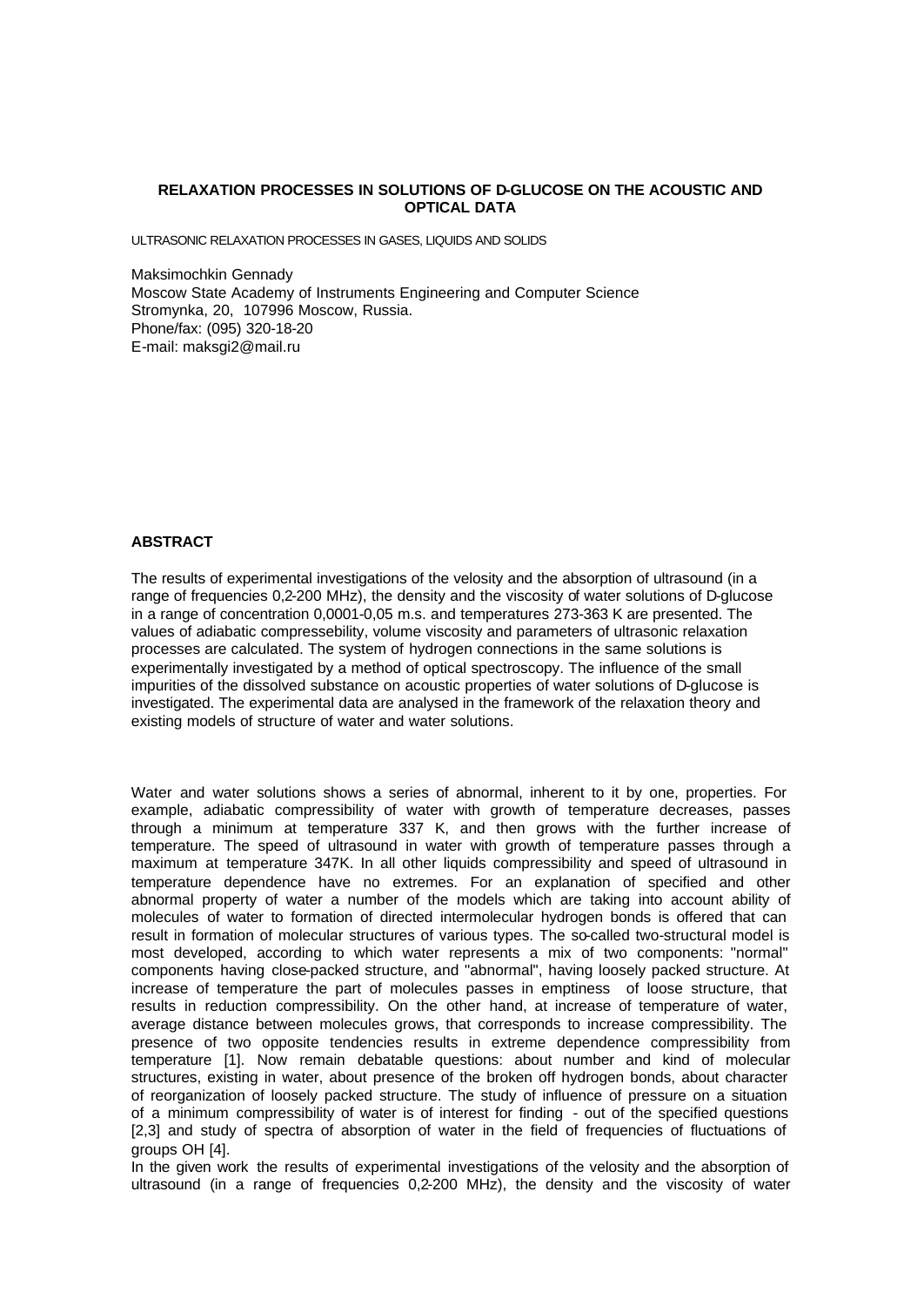## RELAXATION PROCESSES IN SOLUTIONS OF D-GLUCOSE ON THE ACOUSTIC AND OPTICAL DATA

ULTRASONIC RELAXATION PROCESSES IN GASES, LIQUIDS AND SOLIDS

Maksimochkin Gennady
Moscow State Academy of Instruments Engineering and Computer Science
Stromynka, 20, 107996 Moscow, Russia.
Phone/fax: (095) 320-18-20
E-mail: maksgi2@mail.ru

### ABSTRACT

The results of experimental investigations of the velosity and the absorption of ultrasound (in a range of frequencies 0,2-200 MHz), the density and the viscosity of water solutions of D-glucose in a range of concentration 0,0001-0,05 m.s. and temperatures 273-363 K are presented. The values of adiabatic compressebility, volume viscosity and parameters of ultrasonic relaxation processes are calculated. The system of hydrogen connections in the same solutions is experimentally investigated by a method of optical spectroscopy. The influence of the small impurities of the dissolved substance on acoustic properties of water solutions of D-glucose is investigated. The experimental data are analysed in the framework of the relaxation theory and existing models of structure of water and water solutions.

Water and water solutions shows a series of abnormal, inherent to it by one, properties. For example, adiabatic compressibility of water with growth of temperature decreases, passes through a minimum at temperature 337 K, and then grows with the further increase of temperature. The speed of ultrasound in water with growth of temperature passes through a maximum at temperature 347K. In all other liquids compressibility and speed of ultrasound in temperature dependence have no extremes. For an explanation of specified and other abnormal property of water a number of the models which are taking into account ability of molecules of water to formation of directed intermolecular hydrogen bonds is offered that can result in formation of molecular structures of various types. The so-called two-structural model is most developed, according to which water represents a mix of two components: "normal" components having close-packed structure, and "abnormal", having loosely packed structure. At increase of temperature the part of molecules passes in emptiness of loose structure, that results in reduction compressibility. On the other hand, at increase of temperature of water, average distance between molecules grows, that corresponds to increase compressibility. The presence of two opposite tendencies results in extreme dependence compressibility from temperature [1]. Now remain debatable questions: about number and kind of molecular structures, existing in water, about presence of the broken off hydrogen bonds, about character of reorganization of loosely packed structure. The study of influence of pressure on a situation of a minimum compressibility of water is of interest for finding - out of the specified questions [2,3] and study of spectra of absorption of water in the field of frequencies of fluctuations of groups OH [4].

In the given work the results of experimental investigations of the velosity and the absorption of ultrasound (in a range of frequencies 0,2-200 MHz), the density and the viscosity of water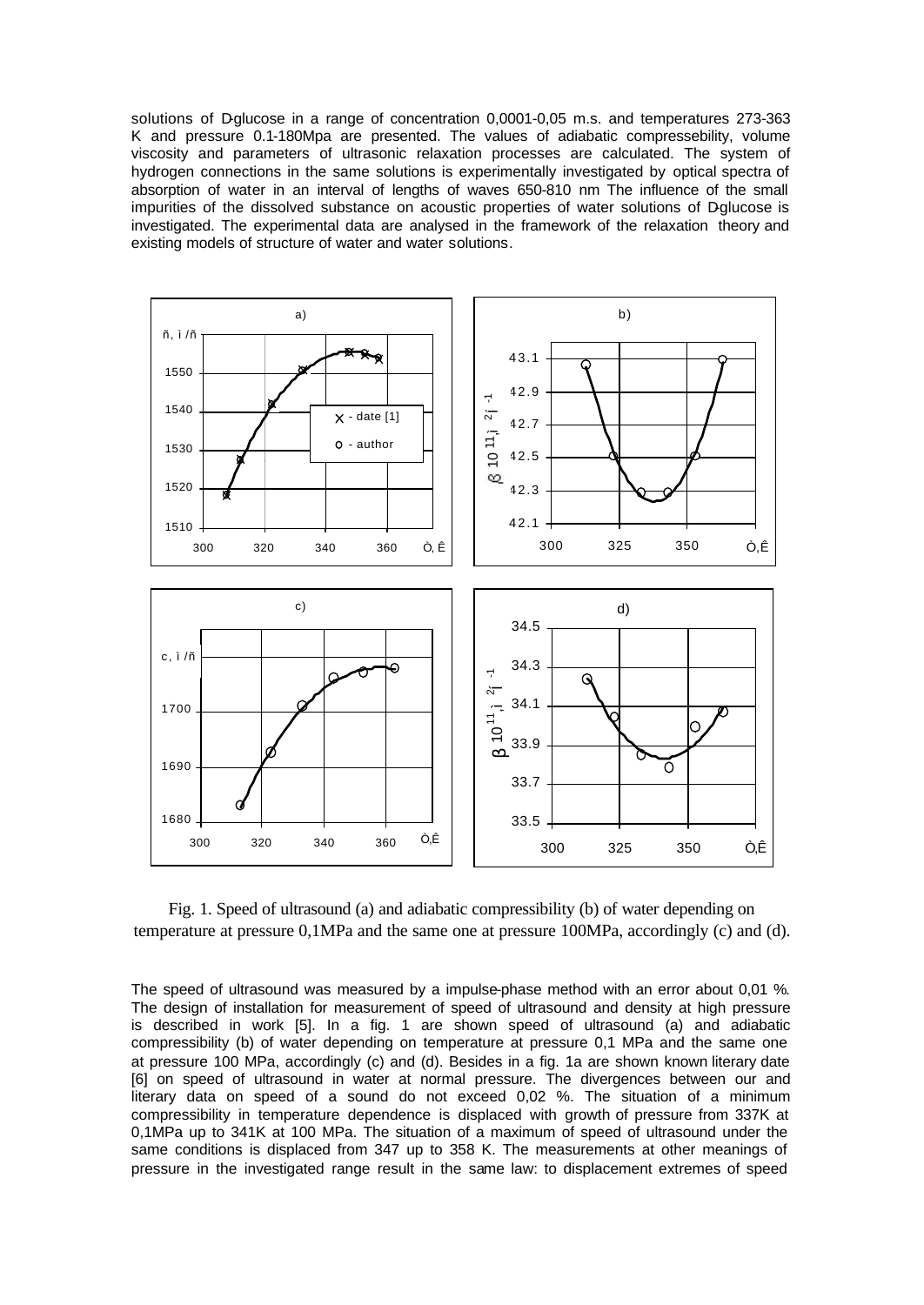solutions of D-glucose in a range of concentration 0,0001-0,05 m.s. and temperatures 273-363 K and pressure 0.1-180Mpa are presented. The values of adiabatic compressebility, volume viscosity and parameters of ultrasonic relaxation processes are calculated. The system of hydrogen connections in the same solutions is experimentally investigated by optical spectra of absorption of water in an interval of lengths of waves 650-810 nm The influence of the small impurities of the dissolved substance on acoustic properties of water solutions of D-glucose is investigated. The experimental data are analysed in the framework of the relaxation theory and existing models of structure of water and water solutions.

Fig. 1. Speed of ultrasound (a) and adiabatic compressibility (b) of water depending on temperature at pressure 0,1MPa and the same one at pressure 100MPa, accordingly (c) and (d).

The speed of ultrasound was measured by a impulse-phase method with an error about 0,01 %. The design of installation for measurement of speed of ultrasound and density at high pressure is described in work [5]. In a fig. 1 are shown speed of ultrasound (a) and adiabatic compressibility (b) of water depending on temperature at pressure 0,1 MPa and the same one at pressure 100 MPa, accordingly (c) and (d). Besides in a fig. 1a are shown known literary date [6] on speed of ultrasound in water at normal pressure. The divergences between our and literary data on speed of a sound do not exceed 0,02 %. The situation of a minimum compressibility in temperature dependence is displaced with growth of pressure from 337K at 0,1MPa up to 341K at 100 MPa. The situation of a maximum of speed of ultrasound under the same conditions is displaced from 347 up to 358 K. The measurements at other meanings of pressure in the investigated range result in the same law: to displacement extremes of speed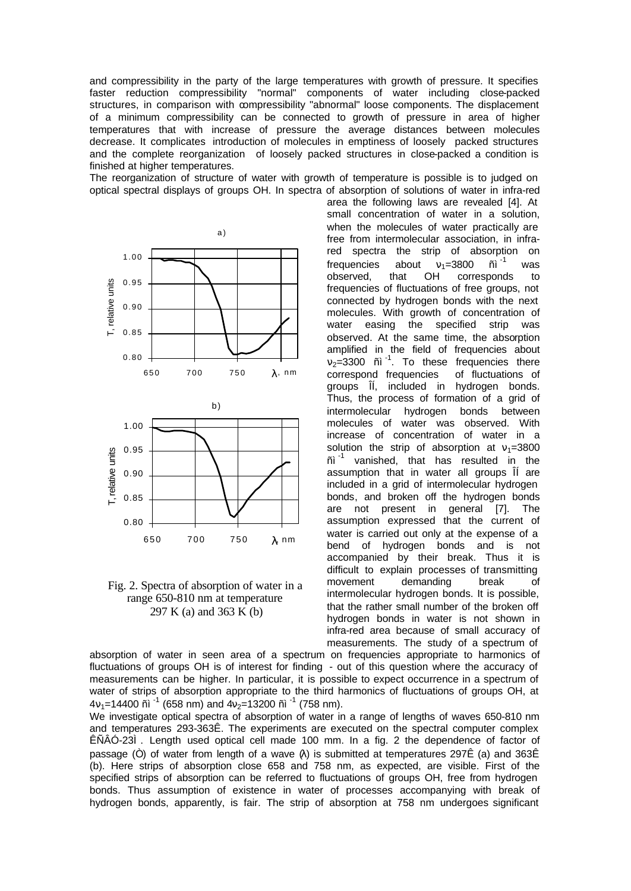and compressibility in the party of the large temperatures with growth of pressure. It specifies faster reduction compressibility "normal" components of water including close-packed structures, in comparison with compressibility "abnormal" loose components. The displacement of a minimum compressibility can be connected to growth of pressure in area of higher temperatures that with increase of pressure the average distances between molecules decrease. It complicates introduction of molecules in emptiness of loosely packed structures and the complete reorganization of loosely packed structures in close-packed a condition is finished at higher temperatures.

The reorganization of structure of water with growth of temperature is possible is to judged on optical spectral displays of groups OH. In spectra of absorption of solutions of water in infra-red area the following laws are revealed [4]. At small concentration of water in a solution, when the molecules of water practically are free from intermolecular association, in infra-red spectra the strip of absorption on frequencies about $\nu_1$=3800 ñì $^{-1}$ was observed, that OH corresponds to frequencies of fluctuations of free groups, not connected by hydrogen bonds with the next molecules. With growth of concentration of water easing the specified strip was observed. At the same time, the absorption amplified in the field of frequencies about $\nu_2$=3300 ñì $^{-1}$. To these frequencies there correspond frequencies of fluctuations of groups ÎÍ, included in hydrogen bonds. Thus, the process of formation of a grid of intermolecular hydrogen bonds between molecules of water was observed. With increase of concentration of water in a solution the strip of absorption at $\nu_1$=3800 ñì $^{-1}$ vanished, that has resulted in the assumption that in water all groups ÎÍ are included in a grid of intermolecular hydrogen bonds, and broken off the hydrogen bonds are not present in general [7]. The assumption expressed that the current of water is carried out only at the expense of a bend of hydrogen bonds and is not accompanied by their break. Thus it is difficult to explain processes of transmitting movement demanding break of intermolecular hydrogen bonds. It is possible, that the rather small number of the broken off hydrogen bonds in water is not shown in infra-red area because of small accuracy of measurements. The study of a spectrum of absorption of water in seen area of a spectrum on frequencies appropriate to harmonics of fluctuations of groups OH is of interest for finding - out of this question where the accuracy of measurements can be higher. In particular, it is possible to expect occurrence in a spectrum of water of strips of absorption appropriate to the third harmonics of fluctuations of groups OH, at $4\nu_1$=14400 ñì $^{-1}$ (658 nm) and $4\nu_2$=13200 ñì $^{-1}$ (758 nm).

Fig. 2. Spectra of absorption of water in a range 650-810 nm at temperature 297 K (a) and 363 K (b)

We investigate optical spectra of absorption of water in a range of lengths of waves 650-810 nm and temperatures 293-363Ê. The experiments are executed on the spectral computer complex ÊÑÂÓ-23Ì . Length used optical cell made 100 mm. In a fig. 2 the dependence of factor of passage (Ò) of water from length of a wave ($\lambda$) is submitted at temperatures 297Ê (a) and 363Ê (b). Here strips of absorption close 658 and 758 nm, as expected, are visible. First of the specified strips of absorption can be referred to fluctuations of groups OH, free from hydrogen bonds. Thus assumption of existence in water of processes accompanying with break of hydrogen bonds, apparently, is fair. The strip of absorption at 758 nm undergoes significant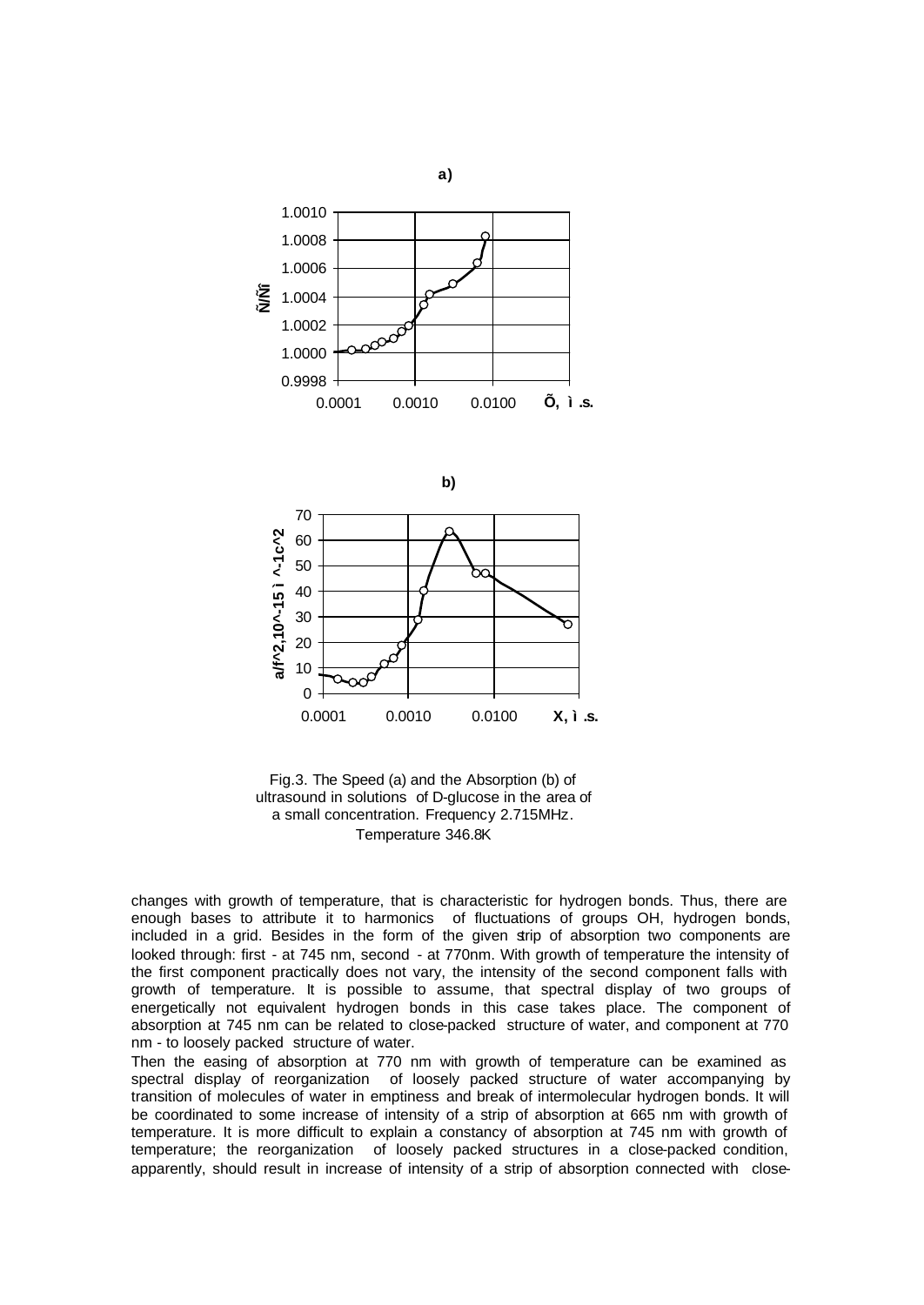Fig.3. The Speed (a) and the Absorption (b) of ultrasound in solutions of D-glucose in the area of a small concentration. Frequency 2.715MHz. Temperature 346.8K

changes with growth of temperature, that is characteristic for hydrogen bonds. Thus, there are enough bases to attribute it to harmonics of fluctuations of groups OH, hydrogen bonds, included in a grid. Besides in the form of the given strip of absorption two components are looked through: first - at 745 nm, second - at 770nm. With growth of temperature the intensity of the first component practically does not vary, the intensity of the second component falls with growth of temperature. It is possible to assume, that spectral display of two groups of energetically not equivalent hydrogen bonds in this case takes place. The component of absorption at 745 nm can be related to close-packed structure of water, and component at 770 nm - to loosely packed structure of water.

Then the easing of absorption at 770 nm with growth of temperature can be examined as spectral display of reorganization of loosely packed structure of water accompanying by transition of molecules of water in emptiness and break of intermolecular hydrogen bonds. It will be coordinated to some increase of intensity of a strip of absorption at 665 nm with growth of temperature. It is more difficult to explain a constancy of absorption at 745 nm with growth of temperature; the reorganization of loosely packed structures in a close-packed condition, apparently, should result in increase of intensity of a strip of absorption connected with close-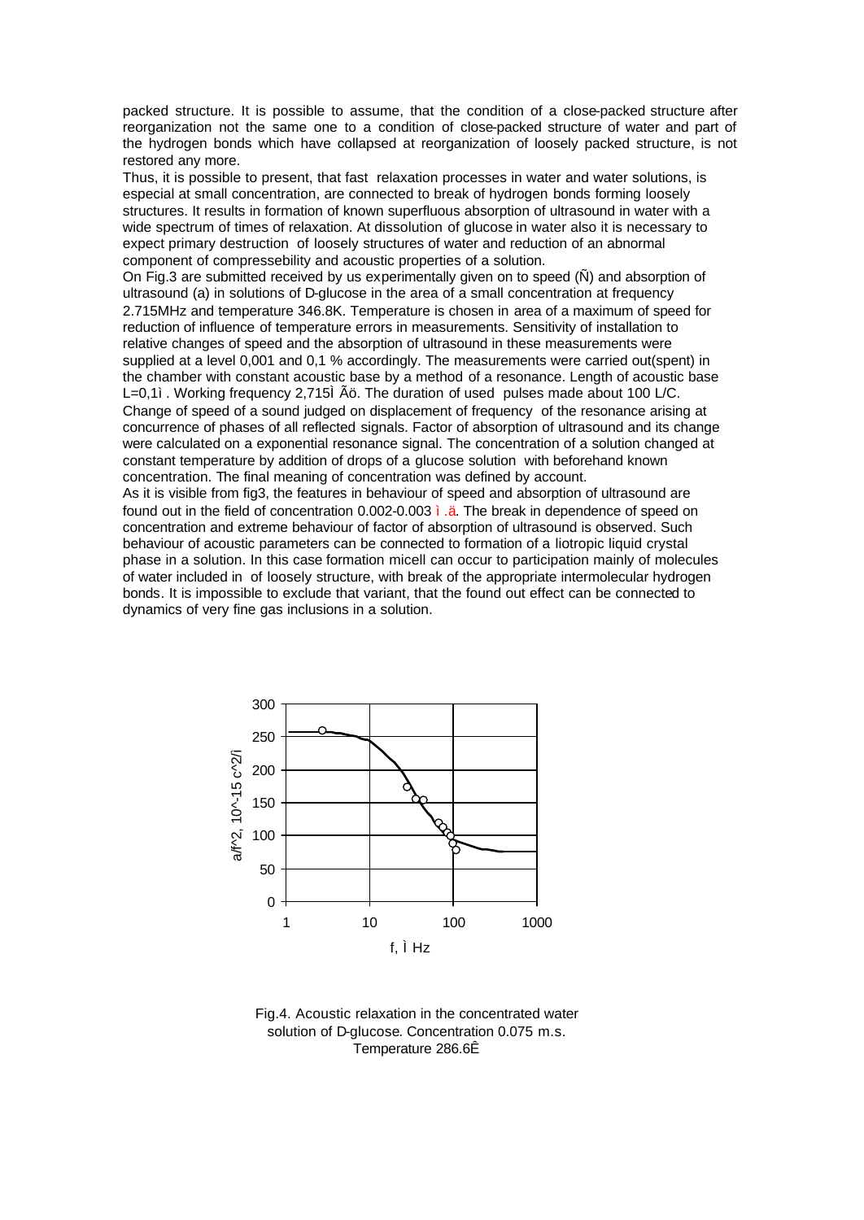packed structure. It is possible to assume, that the condition of a close-packed structure after reorganization not the same one to a condition of close-packed structure of water and part of the hydrogen bonds which have collapsed at reorganization of loosely packed structure, is not restored any more.

Thus, it is possible to present, that fast relaxation processes in water and water solutions, is especial at small concentration, are connected to break of hydrogen bonds forming loosely structures. It results in formation of known superfluous absorption of ultrasound in water with a wide spectrum of times of relaxation. At dissolution of glucose in water also it is necessary to expect primary destruction of loosely structures of water and reduction of an abnormal component of compressebility and acoustic properties of a solution.

On Fig.3 are submitted received by us experimentally given on to speed (Ñ) and absorption of ultrasound (a) in solutions of D-glucose in the area of a small concentration at frequency 2.715MHz and temperature 346.8K. Temperature is chosen in area of a maximum of speed for reduction of influence of temperature errors in measurements. Sensitivity of installation to relative changes of speed and the absorption of ultrasound in these measurements were supplied at a level 0,001 and 0,1 % accordingly. The measurements were carried out(spent) in the chamber with constant acoustic base by a method of a resonance. Length of acoustic base L=0,1ì . Working frequency 2,715Ì Ãö. The duration of used pulses made about 100 L/C. Change of speed of a sound judged on displacement of frequency of the resonance arising at concurrence of phases of all reflected signals. Factor of absorption of ultrasound and its change were calculated on a exponential resonance signal. The concentration of a solution changed at constant temperature by addition of drops of a glucose solution with beforehand known concentration. The final meaning of concentration was defined by account.

As it is visible from fig3, the features in behaviour of speed and absorption of ultrasound are found out in the field of concentration 0.002-0.003 ì .ä. The break in dependence of speed on concentration and extreme behaviour of factor of absorption of ultrasound is observed. Such behaviour of acoustic parameters can be connected to formation of a liotropic liquid crystal phase in a solution. In this case formation micell can occur to participation mainly of molecules of water included in of loosely structure, with break of the appropriate intermolecular hydrogen bonds. It is impossible to exclude that variant, that the found out effect can be connected to dynamics of very fine gas inclusions in a solution.

Fig.4. Acoustic relaxation in the concentrated water solution of D-glucose. Concentration 0.075 m.s. Temperature 286.6Ê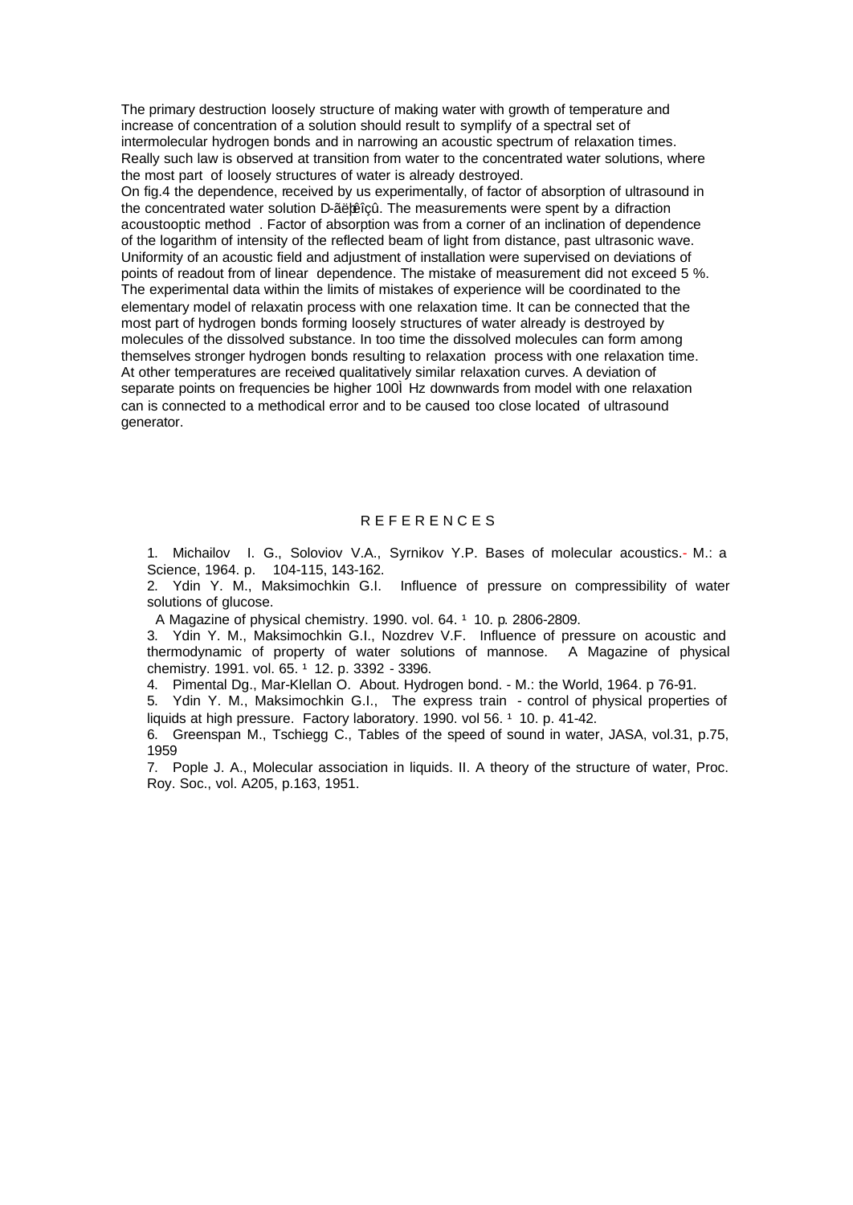The primary destruction loosely structure of making water with growth of temperature and increase of concentration of a solution should result to symplify of a spectral set of intermolecular hydrogen bonds and in narrowing an acoustic spectrum of relaxation times. Really such law is observed at transition from water to the concentrated water solutions, where the most part of loosely structures of water is already destroyed.

On fig.4 the dependence, received by us experimentally, of factor of absorption of ultrasound in the concentrated water solution D-ãëþêîçû. The measurements were spent by a difraction acoustooptic method . Factor of absorption was from a corner of an inclination of dependence of the logarithm of intensity of the reflected beam of light from distance, past ultrasonic wave. Uniformity of an acoustic field and adjustment of installation were supervised on deviations of points of readout from of linear dependence. The mistake of measurement did not exceed 5 %. The experimental data within the limits of mistakes of experience will be coordinated to the elementary model of relaxatin process with one relaxation time. It can be connected that the most part of hydrogen bonds forming loosely structures of water already is destroyed by molecules of the dissolved substance. In too time the dissolved molecules can form among themselves stronger hydrogen bonds resulting to relaxation process with one relaxation time. At other temperatures are received qualitatively similar relaxation curves. A deviation of separate points on frequencies be higher 100Ì Hz downwards from model with one relaxation can is connected to a methodical error and to be caused too close located of ultrasound generator.

## R E F E R E N C E S

1. Michailov I. G., Soloviov V.A., Syrnikov Y.P. Bases of molecular acoustics.- M.: a Science, 1964. p. 104-115, 143-162.
2. Ydin Y. M., Maksimochkin G.I. Influence of pressure on compressibility of water solutions of glucose.
   A Magazine of physical chemistry. 1990. vol. 64. ¹ 10. p. 2806-2809.
3. Ydin Y. M., Maksimochkin G.I., Nozdrev V.F. Influence of pressure on acoustic and thermodynamic of property of water solutions of mannose. A Magazine of physical chemistry. 1991. vol. 65. ¹ 12. p. 3392 - 3396.
4. Pimental Dg., Mar-Klellan O. About. Hydrogen bond. - M.: the World, 1964. p 76-91.
5. Ydin Y. M., Maksimochkin G.I., The express train - control of physical properties of liquids at high pressure. Factory laboratory. 1990. vol 56. ¹ 10. p. 41-42.
6. Greenspan M., Tschiegg C., Tables of the speed of sound in water, JASA, vol.31, p.75, 1959
7. Pople J. A., Molecular association in liquids. II. A theory of the structure of water, Proc. Roy. Soc., vol. A205, p.163, 1951.